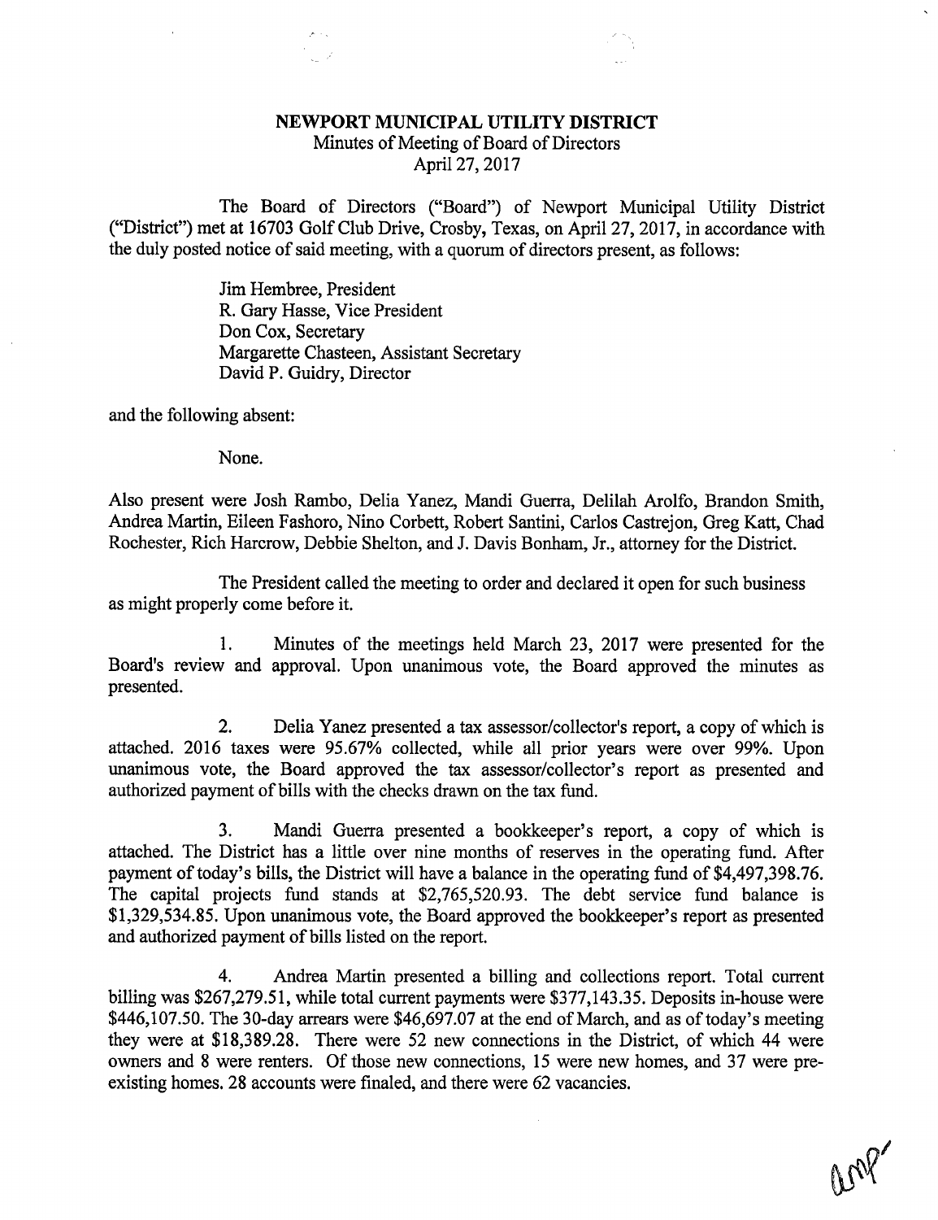# NEWPORT MUNICIPAL UTILITY DISTRICT

Minutes of Meeting of Board of Directors
April 27, 2017

The Board of Directors ("Board") of Newport Municipal Utility District ("District") met at 16703 Golf Club Drive, Crosby, Texas, on April 27, 2017, in accordance with the duly posted notice of said meeting, with a quorum of directors present, as follows:

Jim Hembree, President
R. Gary Hasse, Vice President
Don Cox, Secretary
Margarette Chasteen, Assistant Secretary
David P. Guidry, Director

and the following absent:

None.

Also present were Josh Rambo, Delia Yanez, Mandi Guerra, Delilah Arolfo, Brandon Smith, Andrea Martin, Eileen Fashoro, Nino Corbett, Robert Santini, Carlos Castrejon, Greg Katt, Chad Rochester, Rich Harcrow, Debbie Shelton, and J. Davis Bonham, Jr., attorney for the District.

The President called the meeting to order and declared it open for such business as might properly come before it.

1. Minutes of the meetings held March 23, 2017 were presented for the Board's review and approval. Upon unanimous vote, the Board approved the minutes as presented.

2. Delia Yanez presented a tax assessor/collector's report, a copy of which is attached. 2016 taxes were 95.67% collected, while all prior years were over 99%. Upon unanimous vote, the Board approved the tax assessor/collector's report as presented and authorized payment of bills with the checks drawn on the tax fund.

3. Mandi Guerra presented a bookkeeper's report, a copy of which is attached. The District has a little over nine months of reserves in the operating fund. After payment of today's bills, the District will have a balance in the operating fund of $4,497,398.76. The capital projects fund stands at $2,765,520.93. The debt service fund balance is $1,329,534.85. Upon unanimous vote, the Board approved the bookkeeper's report as presented and authorized payment of bills listed on the report.

4. Andrea Martin presented a billing and collections report. Total current billing was $267,279.51, while total current payments were $377,143.35. Deposits in-house were $446,107.50. The 30-day arrears were $46,697.07 at the end of March, and as of today's meeting they were at $18,389.28. There were 52 new connections in the District, of which 44 were owners and 8 were renters. Of those new connections, 15 were new homes, and 37 were pre-existing homes. 28 accounts were finaled, and there were 62 vacancies.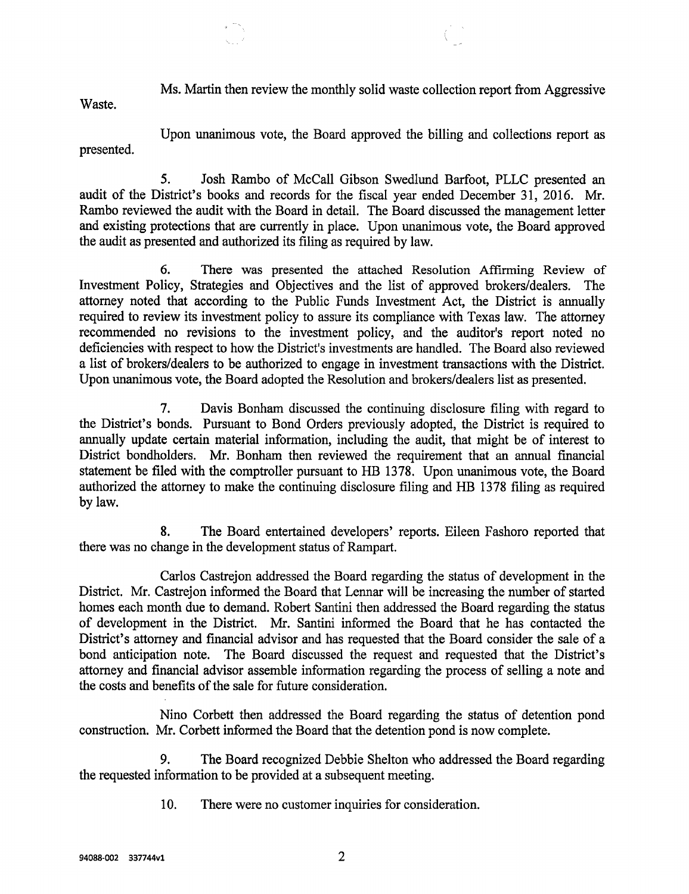Ms. Martin then review the monthly solid waste collection report from Aggressive Waste.

Upon unanimous vote, the Board approved the billing and collections report as presented.

5. Josh Rambo of McCall Gibson Swedlund Barfoot, PLLC presented an audit of the District's books and records for the fiscal year ended December 31, 2016. Mr. Rambo reviewed the audit with the Board in detail. The Board discussed the management letter and existing protections that are currently in place. Upon unanimous vote, the Board approved the audit as presented and authorized its filing as required by law.

6. There was presented the attached Resolution Affirming Review of Investment Policy, Strategies and Objectives and the list of approved brokers/dealers. The attorney noted that according to the Public Funds Investment Act, the District is annually required to review its investment policy to assure its compliance with Texas law. The attorney recommended no revisions to the investment policy, and the auditor's report noted no deficiencies with respect to how the District's investments are handled. The Board also reviewed a list of brokers/dealers to be authorized to engage in investment transactions with the District. Upon unanimous vote, the Board adopted the Resolution and brokers/dealers list as presented.

7. Davis Bonham discussed the continuing disclosure filing with regard to the District's bonds. Pursuant to Bond Orders previously adopted, the District is required to annually update certain material information, including the audit, that might be of interest to District bondholders. Mr. Bonham then reviewed the requirement that an annual financial statement be filed with the comptroller pursuant to HB 1378. Upon unanimous vote, the Board authorized the attorney to make the continuing disclosure filing and HB 1378 filing as required by law.

8. The Board entertained developers' reports. Eileen Fashoro reported that there was no change in the development status of Rampart.

Carlos Castrejon addressed the Board regarding the status of development in the District. Mr. Castrejon informed the Board that Lennar will be increasing the number of started homes each month due to demand. Robert Santini then addressed the Board regarding the status of development in the District. Mr. Santini informed the Board that he has contacted the District's attorney and financial advisor and has requested that the Board consider the sale of a bond anticipation note. The Board discussed the request and requested that the District's attorney and financial advisor assemble information regarding the process of selling a note and the costs and benefits of the sale for future consideration.

Nino Corbett then addressed the Board regarding the status of detention pond construction. Mr. Corbett informed the Board that the detention pond is now complete.

9. The Board recognized Debbie Shelton who addressed the Board regarding the requested information to be provided at a subsequent meeting.

10. There were no customer inquiries for consideration.

94088-002 337744v1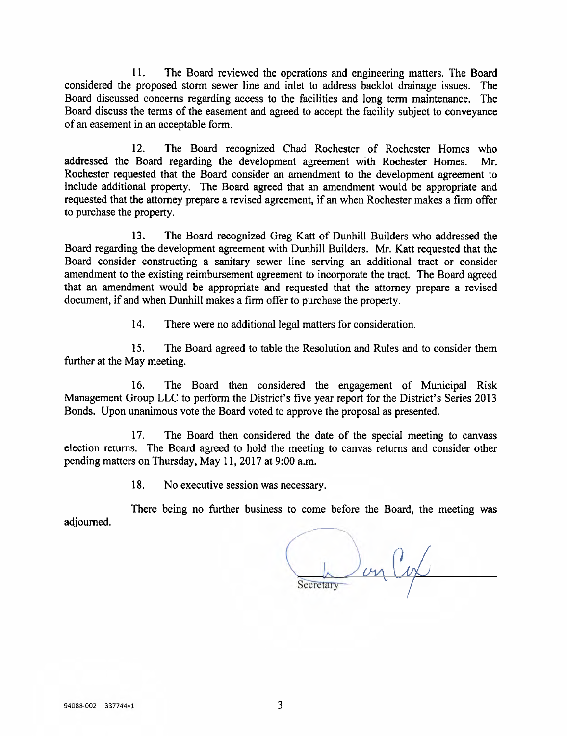11. The Board reviewed the operations and engineering matters. The Board considered the proposed storm sewer line and inlet to address backlot drainage issues. The Board discussed concerns regarding access to the facilities and long term maintenance. The Board discuss the terms of the easement and agreed to accept the facility subject to conveyance of an easement in an acceptable form.

12. The Board recognized Chad Rochester of Rochester Homes who addressed the Board regarding the development agreement with Rochester Homes. Mr. Rochester requested that the Board consider an amendment to the development agreement to include additional property. The Board agreed that an amendment would be appropriate and requested that the attorney prepare a revised agreement, if an when Rochester makes a firm offer to purchase the property.

13. The Board recognized Greg Katt of Dunhill Builders who addressed the Board regarding the development agreement with Dunhill Builders. Mr. Katt requested that the Board consider constructing a sanitary sewer line serving an additional tract or consider amendment to the existing reimbursement agreement to incorporate the tract. The Board agreed that an amendment would be appropriate and requested that the attorney prepare a revised document, if and when Dunhill makes a firm offer to purchase the property.

14. There were no additional legal matters for consideration.

15. The Board agreed to table the Resolution and Rules and to consider them further at the May meeting.

16. The Board then considered the engagement of Municipal Risk Management Group LLC to perform the District's five year report for the District's Series 2013 Bonds. Upon unanimous vote the Board voted to approve the proposal as presented.

17. The Board then considered the date of the special meeting to canvass election returns. The Board agreed to hold the meeting to canvas returns and consider other pending matters on Thursday, May 11, 2017 at 9:00 a.m.

18. No executive session was necessary.

There being no further business to come before the Board, the meeting was adjourned.

Secretary

94088-002 337744v1